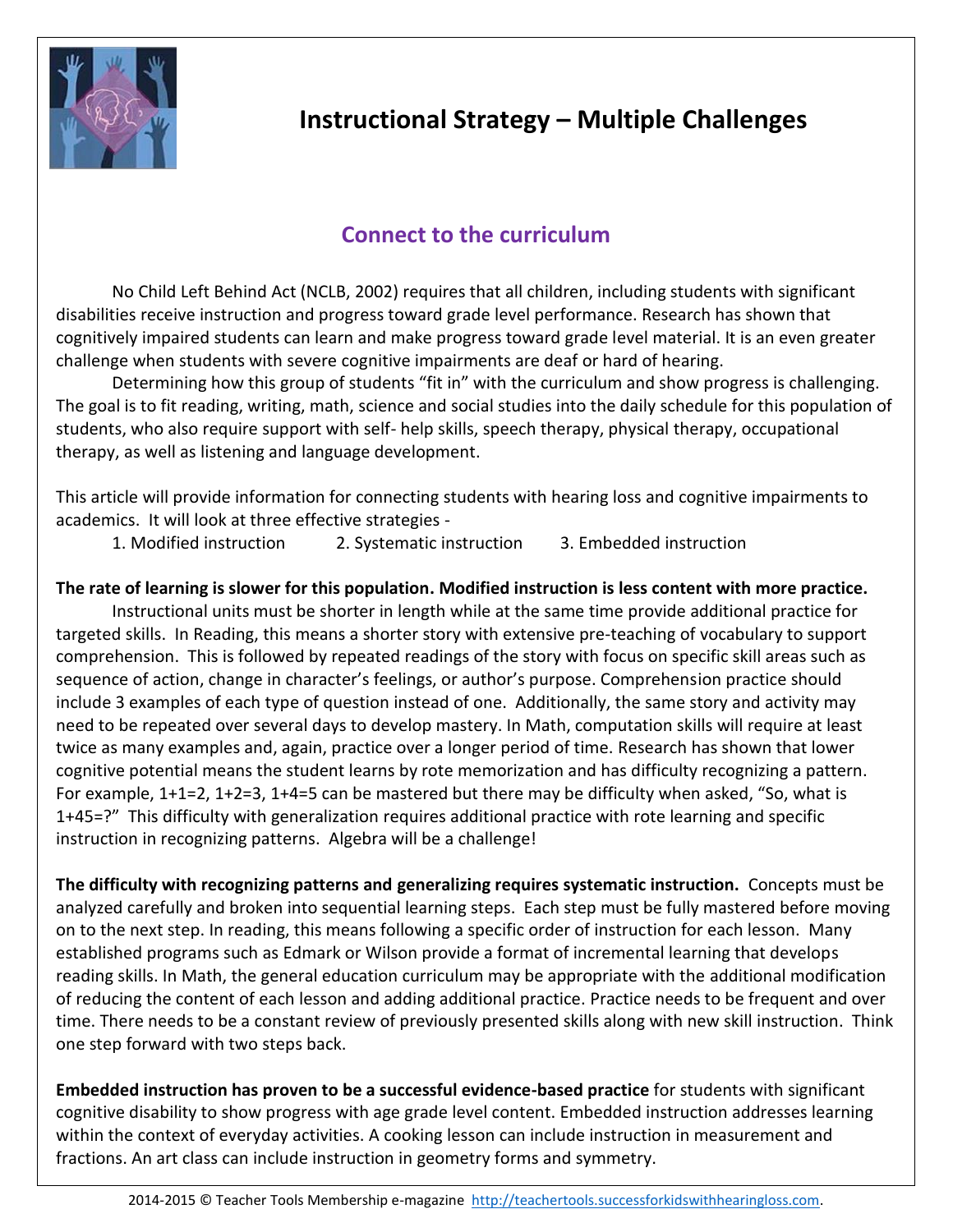# Instructional Strategy – Multiple Challenges

## Connect to the curriculum

No Child Left Behind Act (NCLB, 2002) requires that all children, including students with significant disabilities receive instruction and progress toward grade level performance. Research has shown that cognitively impaired students can learn and make progress toward grade level material. It is an even greater challenge when students with severe cognitive impairments are deaf or hard of hearing.

Determining how this group of students "fit in" with the curriculum and show progress is challenging. The goal is to fit reading, writing, math, science and social studies into the daily schedule for this population of students, who also require support with self- help skills, speech therapy, physical therapy, occupational therapy, as well as listening and language development.

This article will provide information for connecting students with hearing loss and cognitive impairments to academics. It will look at three effective strategies -

1. Modified instruction
2. Systematic instruction
3. Embedded instruction

**The rate of learning is slower for this population. Modified instruction is less content with more practice.** Instructional units must be shorter in length while at the same time provide additional practice for targeted skills. In Reading, this means a shorter story with extensive pre-teaching of vocabulary to support comprehension. This is followed by repeated readings of the story with focus on specific skill areas such as sequence of action, change in character's feelings, or author's purpose. Comprehension practice should include 3 examples of each type of question instead of one. Additionally, the same story and activity may need to be repeated over several days to develop mastery. In Math, computation skills will require at least twice as many examples and, again, practice over a longer period of time. Research has shown that lower cognitive potential means the student learns by rote memorization and has difficulty recognizing a pattern. For example, 1+1=2, 1+2=3, 1+4=5 can be mastered but there may be difficulty when asked, "So, what is 1+45=?" This difficulty with generalization requires additional practice with rote learning and specific instruction in recognizing patterns. Algebra will be a challenge!

**The difficulty with recognizing patterns and generalizing requires systematic instruction.** Concepts must be analyzed carefully and broken into sequential learning steps. Each step must be fully mastered before moving on to the next step. In reading, this means following a specific order of instruction for each lesson. Many established programs such as Edmark or Wilson provide a format of incremental learning that develops reading skills. In Math, the general education curriculum may be appropriate with the additional modification of reducing the content of each lesson and adding additional practice. Practice needs to be frequent and over time. There needs to be a constant review of previously presented skills along with new skill instruction. Think one step forward with two steps back.

**Embedded instruction has proven to be a successful evidence-based practice** for students with significant cognitive disability to show progress with age grade level content. Embedded instruction addresses learning within the context of everyday activities. A cooking lesson can include instruction in measurement and fractions. An art class can include instruction in geometry forms and symmetry.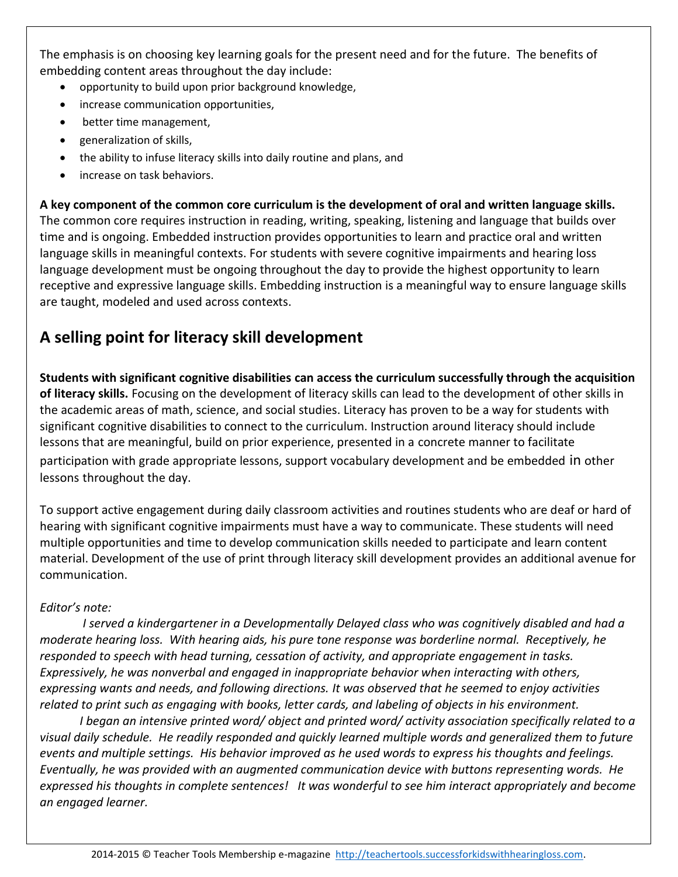The emphasis is on choosing key learning goals for the present need and for the future. The benefits of embedding content areas throughout the day include:

- opportunity to build upon prior background knowledge,
- increase communication opportunities,
- better time management,
- generalization of skills,
- the ability to infuse literacy skills into daily routine and plans, and
- increase on task behaviors.

**A key component of the common core curriculum is the development of oral and written language skills.** The common core requires instruction in reading, writing, speaking, listening and language that builds over time and is ongoing. Embedded instruction provides opportunities to learn and practice oral and written language skills in meaningful contexts. For students with severe cognitive impairments and hearing loss language development must be ongoing throughout the day to provide the highest opportunity to learn receptive and expressive language skills. Embedding instruction is a meaningful way to ensure language skills are taught, modeled and used across contexts.

## A selling point for literacy skill development

**Students with significant cognitive disabilities can access the curriculum successfully through the acquisition of literacy skills.** Focusing on the development of literacy skills can lead to the development of other skills in the academic areas of math, science, and social studies. Literacy has proven to be a way for students with significant cognitive disabilities to connect to the curriculum. Instruction around literacy should include lessons that are meaningful, build on prior experience, presented in a concrete manner to facilitate participation with grade appropriate lessons, support vocabulary development and be embedded in other lessons throughout the day.

To support active engagement during daily classroom activities and routines students who are deaf or hard of hearing with significant cognitive impairments must have a way to communicate. These students will need multiple opportunities and time to develop communication skills needed to participate and learn content material. Development of the use of print through literacy skill development provides an additional avenue for communication.

*Editor's note:*

*I served a kindergartener in a Developmentally Delayed class who was cognitively disabled and had a moderate hearing loss. With hearing aids, his pure tone response was borderline normal. Receptively, he responded to speech with head turning, cessation of activity, and appropriate engagement in tasks. Expressively, he was nonverbal and engaged in inappropriate behavior when interacting with others, expressing wants and needs, and following directions. It was observed that he seemed to enjoy activities related to print such as engaging with books, letter cards, and labeling of objects in his environment.*

*I began an intensive printed word/ object and printed word/ activity association specifically related to a visual daily schedule. He readily responded and quickly learned multiple words and generalized them to future events and multiple settings. His behavior improved as he used words to express his thoughts and feelings. Eventually, he was provided with an augmented communication device with buttons representing words. He expressed his thoughts in complete sentences! It was wonderful to see him interact appropriately and become an engaged learner.*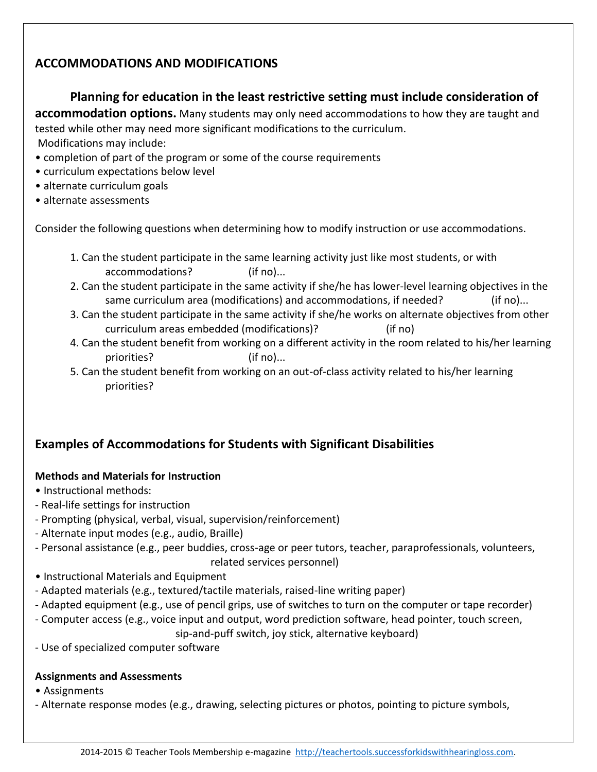## ACCOMMODATIONS AND MODIFICATIONS

**Planning for education in the least restrictive setting must include consideration of accommodation options.** Many students may only need accommodations to how they are taught and tested while other may need more significant modifications to the curriculum.

Modifications may include:

- completion of part of the program or some of the course requirements
- curriculum expectations below level
- alternate curriculum goals
- alternate assessments

Consider the following questions when determining how to modify instruction or use accommodations.

1. Can the student participate in the same learning activity just like most students, or with accommodations? (if no)...
2. Can the student participate in the same activity if she/he has lower-level learning objectives in the same curriculum area (modifications) and accommodations, if needed? (if no)...
3. Can the student participate in the same activity if she/he works on alternate objectives from other curriculum areas embedded (modifications)? (if no)
4. Can the student benefit from working on a different activity in the room related to his/her learning priorities? (if no)...
5. Can the student benefit from working on an out-of-class activity related to his/her learning priorities?

## Examples of Accommodations for Students with Significant Disabilities

**Methods and Materials for Instruction**

- Instructional methods:
  - Real-life settings for instruction
  - Prompting (physical, verbal, visual, supervision/reinforcement)
  - Alternate input modes (e.g., audio, Braille)
  - Personal assistance (e.g., peer buddies, cross-age or peer tutors, teacher, paraprofessionals, volunteers, related services personnel)
- Instructional Materials and Equipment
  - Adapted materials (e.g., textured/tactile materials, raised-line writing paper)
  - Adapted equipment (e.g., use of pencil grips, use of switches to turn on the computer or tape recorder)
  - Computer access (e.g., voice input and output, word prediction software, head pointer, touch screen, sip-and-puff switch, joy stick, alternative keyboard)
  - Use of specialized computer software

**Assignments and Assessments**

- Assignments
  - Alternate response modes (e.g., drawing, selecting pictures or photos, pointing to picture symbols,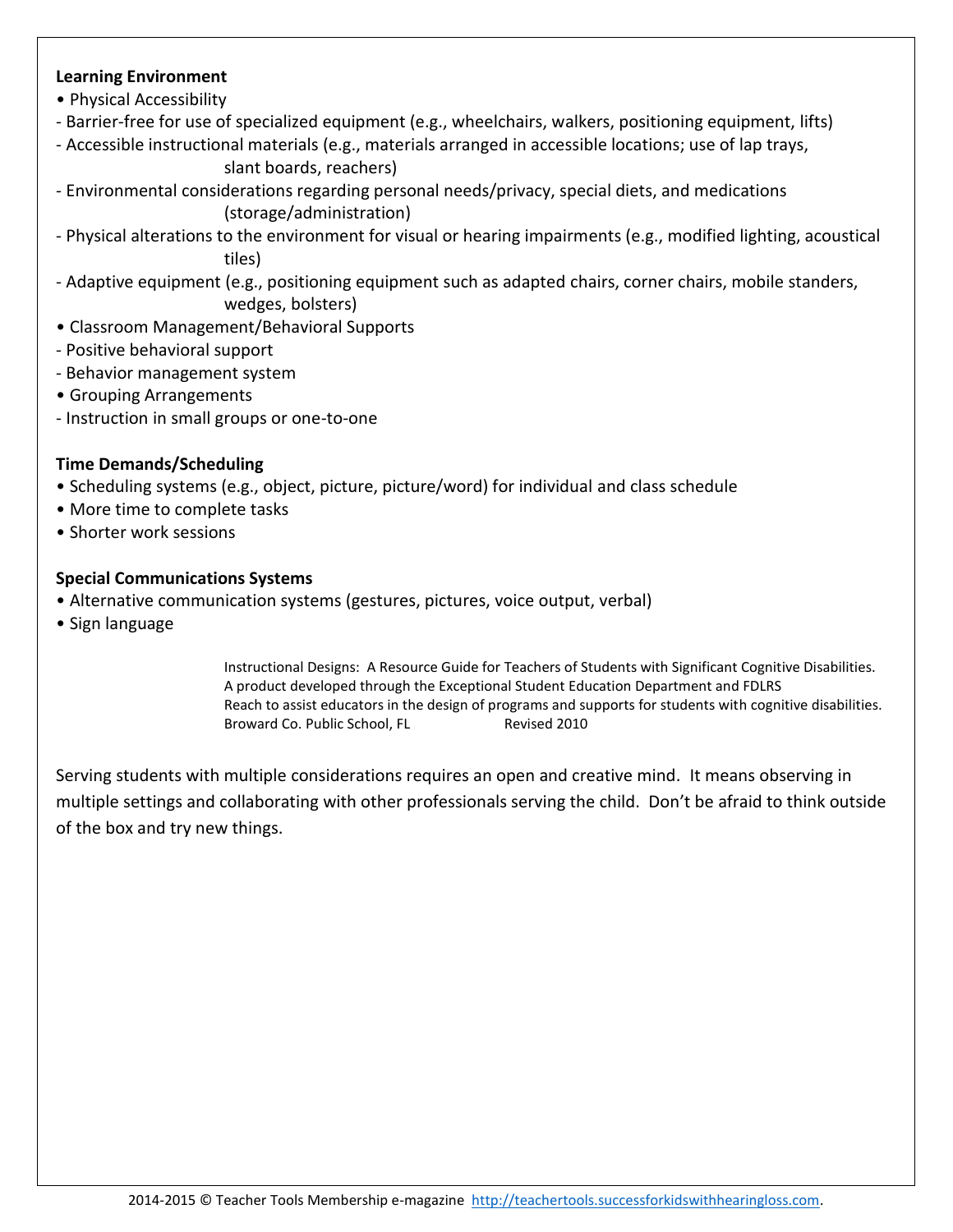**Learning Environment**

- Physical Accessibility
- Barrier-free for use of specialized equipment (e.g., wheelchairs, walkers, positioning equipment, lifts)
- Accessible instructional materials (e.g., materials arranged in accessible locations; use of lap trays, slant boards, reachers)
- Environmental considerations regarding personal needs/privacy, special diets, and medications (storage/administration)
- Physical alterations to the environment for visual or hearing impairments (e.g., modified lighting, acoustical tiles)
- Adaptive equipment (e.g., positioning equipment such as adapted chairs, corner chairs, mobile standers, wedges, bolsters)
- Classroom Management/Behavioral Supports
- Positive behavioral support
- Behavior management system
- Grouping Arrangements
- Instruction in small groups or one-to-one

**Time Demands/Scheduling**

- Scheduling systems (e.g., object, picture, picture/word) for individual and class schedule
- More time to complete tasks
- Shorter work sessions

**Special Communications Systems**

- Alternative communication systems (gestures, pictures, voice output, verbal)
- Sign language

Instructional Designs: A Resource Guide for Teachers of Students with Significant Cognitive Disabilities. A product developed through the Exceptional Student Education Department and FDLRS Reach to assist educators in the design of programs and supports for students with cognitive disabilities. Broward Co. Public School, FL Revised 2010

Serving students with multiple considerations requires an open and creative mind. It means observing in multiple settings and collaborating with other professionals serving the child. Don't be afraid to think outside of the box and try new things.